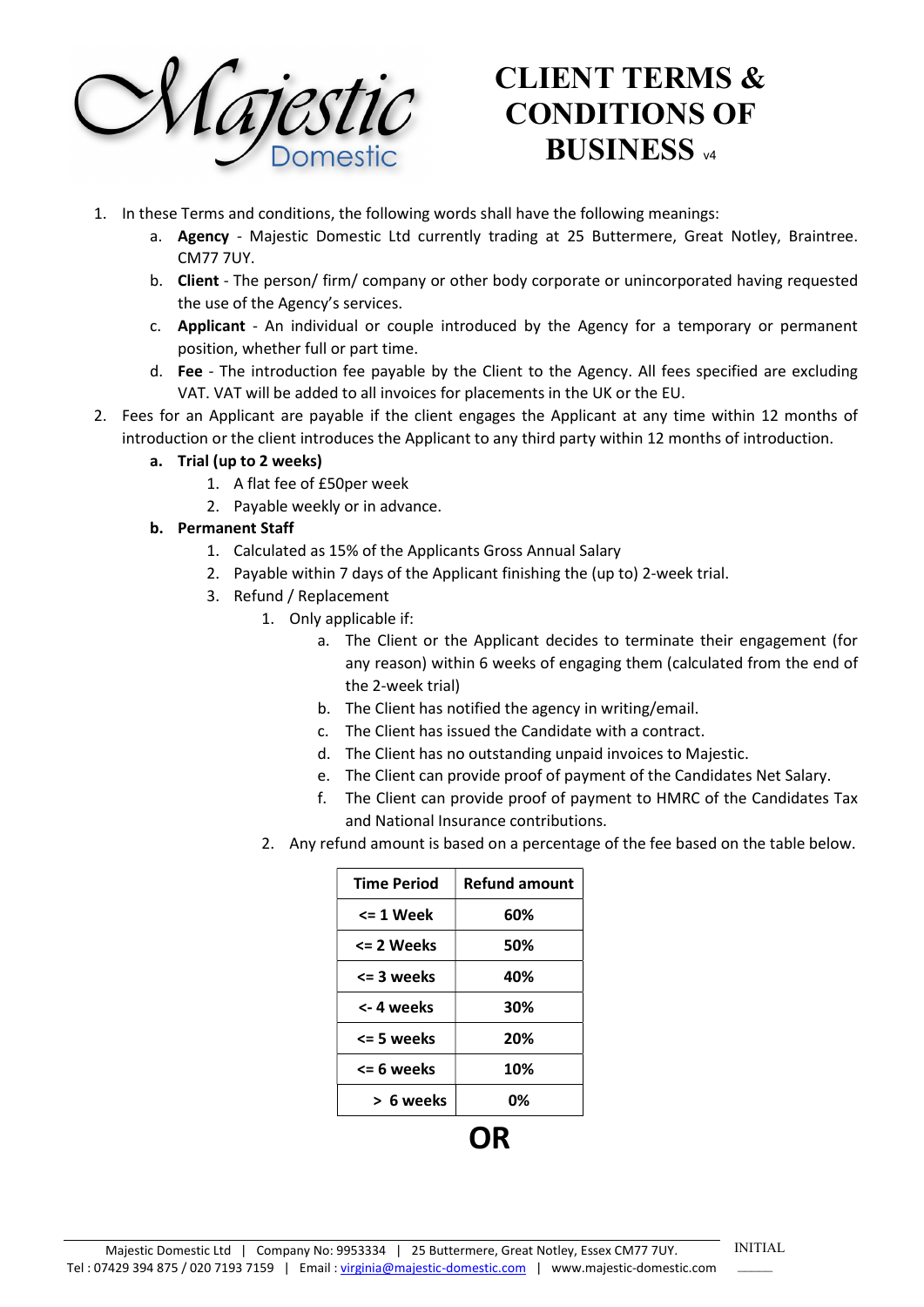# CLIENT TERMS & CONDITIONS OF BUSINESS v4

1. In these Terms and conditions, the following words shall have the following meanings:
   a. **Agency** - Majestic Domestic Ltd currently trading at 25 Buttermere, Great Notley, Braintree. CM77 7UY.
   b. **Client** - The person/ firm/ company or other body corporate or unincorporated having requested the use of the Agency's services.
   c. **Applicant** - An individual or couple introduced by the Agency for a temporary or permanent position, whether full or part time.
   d. **Fee** - The introduction fee payable by the Client to the Agency. All fees specified are excluding VAT. VAT will be added to all invoices for placements in the UK or the EU.
2. Fees for an Applicant are payable if the client engages the Applicant at any time within 12 months of introduction or the client introduces the Applicant to any third party within 12 months of introduction.
   **a. Trial (up to 2 weeks)**
      1. A flat fee of £50per week
      2. Payable weekly or in advance.

   **b. Permanent Staff**
      1. Calculated as 15% of the Applicants Gross Annual Salary
      2. Payable within 7 days of the Applicant finishing the (up to) 2-week trial.
      3. Refund / Replacement
         1. Only applicable if:
            a. The Client or the Applicant decides to terminate their engagement (for any reason) within 6 weeks of engaging them (calculated from the end of the 2-week trial)
            b. The Client has notified the agency in writing/email.
            c. The Client has issued the Candidate with a contract.
            d. The Client has no outstanding unpaid invoices to Majestic.
            e. The Client can provide proof of payment of the Candidates Net Salary.
            f. The Client can provide proof of payment to HMRC of the Candidates Tax and National Insurance contributions.
         2. Any refund amount is based on a percentage of the fee based on the table below.

| Time Period | Refund amount |
|---|---|
| <= 1 Week | 60% |
| <= 2 Weeks | 50% |
| <= 3 weeks | 40% |
| <- 4 weeks | 30% |
| <= 5 weeks | 20% |
| <= 6 weeks | 10% |
| > 6 weeks | 0% |

**OR**

Majestic Domestic Ltd | Company No: 9953334 | 25 Buttermere, Great Notley, Essex CM77 7UY.
Tel : 07429 394 875 / 020 7193 7159 | Email : virginia@majestic-domestic.com | www.majestic-domestic.com

INITIAL ______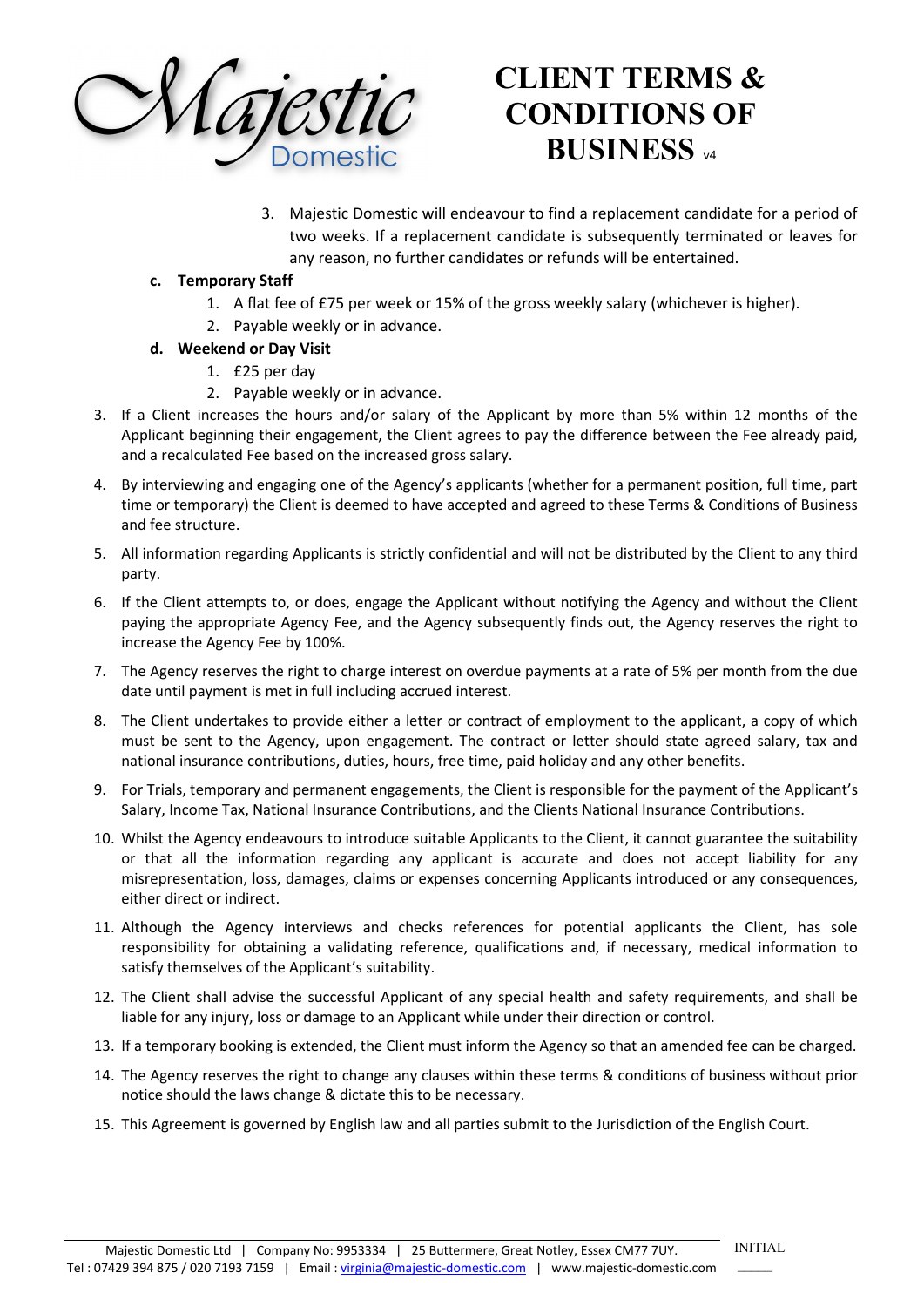3. Majestic Domestic will endeavour to find a replacement candidate for a period of two weeks. If a replacement candidate is subsequently terminated or leaves for any reason, no further candidates or refunds will be entertained.

c. **Temporary Staff**
   1. A flat fee of £75 per week or 15% of the gross weekly salary (whichever is higher).
   2. Payable weekly or in advance.

d. **Weekend or Day Visit**
   1. £25 per day
   2. Payable weekly or in advance.

3. If a Client increases the hours and/or salary of the Applicant by more than 5% within 12 months of the Applicant beginning their engagement, the Client agrees to pay the difference between the Fee already paid, and a recalculated Fee based on the increased gross salary.
4. By interviewing and engaging one of the Agency's applicants (whether for a permanent position, full time, part time or temporary) the Client is deemed to have accepted and agreed to these Terms & Conditions of Business and fee structure.
5. All information regarding Applicants is strictly confidential and will not be distributed by the Client to any third party.
6. If the Client attempts to, or does, engage the Applicant without notifying the Agency and without the Client paying the appropriate Agency Fee, and the Agency subsequently finds out, the Agency reserves the right to increase the Agency Fee by 100%.
7. The Agency reserves the right to charge interest on overdue payments at a rate of 5% per month from the due date until payment is met in full including accrued interest.
8. The Client undertakes to provide either a letter or contract of employment to the applicant, a copy of which must be sent to the Agency, upon engagement. The contract or letter should state agreed salary, tax and national insurance contributions, duties, hours, free time, paid holiday and any other benefits.
9. For Trials, temporary and permanent engagements, the Client is responsible for the payment of the Applicant's Salary, Income Tax, National Insurance Contributions, and the Clients National Insurance Contributions.
10. Whilst the Agency endeavours to introduce suitable Applicants to the Client, it cannot guarantee the suitability or that all the information regarding any applicant is accurate and does not accept liability for any misrepresentation, loss, damages, claims or expenses concerning Applicants introduced or any consequences, either direct or indirect.
11. Although the Agency interviews and checks references for potential applicants the Client, has sole responsibility for obtaining a validating reference, qualifications and, if necessary, medical information to satisfy themselves of the Applicant's suitability.
12. The Client shall advise the successful Applicant of any special health and safety requirements, and shall be liable for any injury, loss or damage to an Applicant while under their direction or control.
13. If a temporary booking is extended, the Client must inform the Agency so that an amended fee can be charged.
14. The Agency reserves the right to change any clauses within these terms & conditions of business without prior notice should the laws change & dictate this to be necessary.
15. This Agreement is governed by English law and all parties submit to the Jurisdiction of the English Court.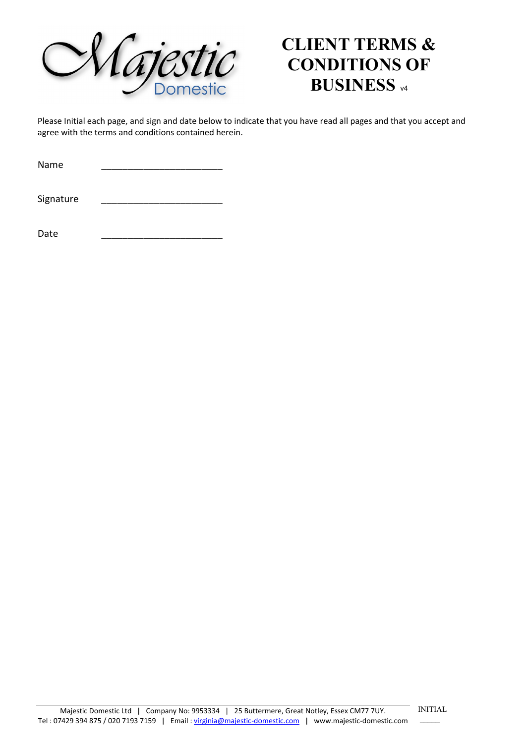# CLIENT TERMS & CONDITIONS OF BUSINESS v4

Please Initial each page, and sign and date below to indicate that you have read all pages and that you accept and agree with the terms and conditions contained herein.

Name ________________________

Signature ________________________

Date ________________________